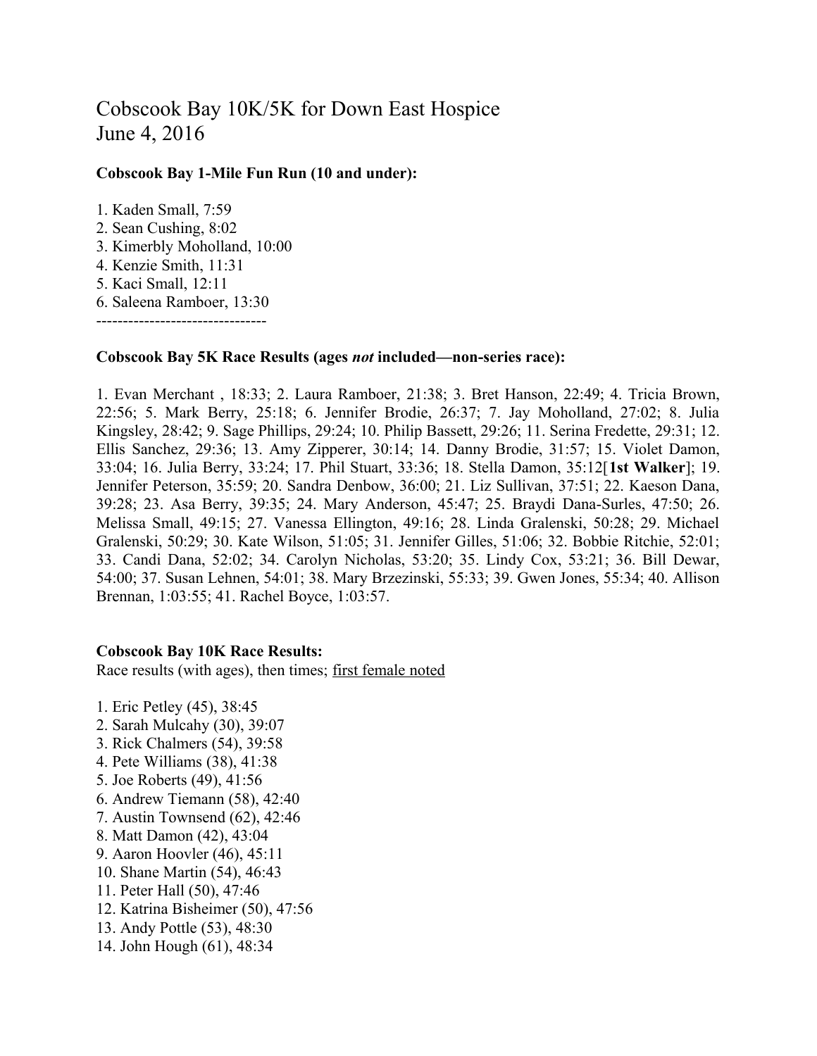# Cobscook Bay 10K/5K for Down East Hospice
# June 4, 2016

**Cobscook Bay 1-Mile Fun Run (10 and under):**

1. Kaden Small, 7:59
2. Sean Cushing, 8:02
3. Kimerbly Moholland, 10:00
4. Kenzie Smith, 11:31
5. Kaci Small, 12:11
6. Saleena Ramboer, 13:30

--------------------------------

**Cobscook Bay 5K Race Results (ages *not* included—non-series race):**

1. Evan Merchant , 18:33; 2. Laura Ramboer, 21:38; 3. Bret Hanson, 22:49; 4. Tricia Brown, 22:56; 5. Mark Berry, 25:18; 6. Jennifer Brodie, 26:37; 7. Jay Moholland, 27:02; 8. Julia Kingsley, 28:42; 9. Sage Phillips, 29:24; 10. Philip Bassett, 29:26; 11. Serina Fredette, 29:31; 12. Ellis Sanchez, 29:36; 13. Amy Zipperer, 30:14; 14. Danny Brodie, 31:57; 15. Violet Damon, 33:04; 16. Julia Berry, 33:24; 17. Phil Stuart, 33:36; 18. Stella Damon, 35:12[**1st Walker**]; 19. Jennifer Peterson, 35:59; 20. Sandra Denbow, 36:00; 21. Liz Sullivan, 37:51; 22. Kaeson Dana, 39:28; 23. Asa Berry, 39:35; 24. Mary Anderson, 45:47; 25. Braydi Dana-Surles, 47:50; 26. Melissa Small, 49:15; 27. Vanessa Ellington, 49:16; 28. Linda Gralenski, 50:28; 29. Michael Gralenski, 50:29; 30. Kate Wilson, 51:05; 31. Jennifer Gilles, 51:06; 32. Bobbie Ritchie, 52:01; 33. Candi Dana, 52:02; 34. Carolyn Nicholas, 53:20; 35. Lindy Cox, 53:21; 36. Bill Dewar, 54:00; 37. Susan Lehnen, 54:01; 38. Mary Brzezinski, 55:33; 39. Gwen Jones, 55:34; 40. Allison Brennan, 1:03:55; 41. Rachel Boyce, 1:03:57.

**Cobscook Bay 10K Race Results:**
Race results (with ages), then times; <u>first female noted</u>

1. Eric Petley (45), 38:45
2. Sarah Mulcahy (30), 39:07
3. Rick Chalmers (54), 39:58
4. Pete Williams (38), 41:38
5. Joe Roberts (49), 41:56
6. Andrew Tiemann (58), 42:40
7. Austin Townsend (62), 42:46
8. Matt Damon (42), 43:04
9. Aaron Hoovler (46), 45:11
10. Shane Martin (54), 46:43
11. Peter Hall (50), 47:46
12. Katrina Bisheimer (50), 47:56
13. Andy Pottle (53), 48:30
14. John Hough (61), 48:34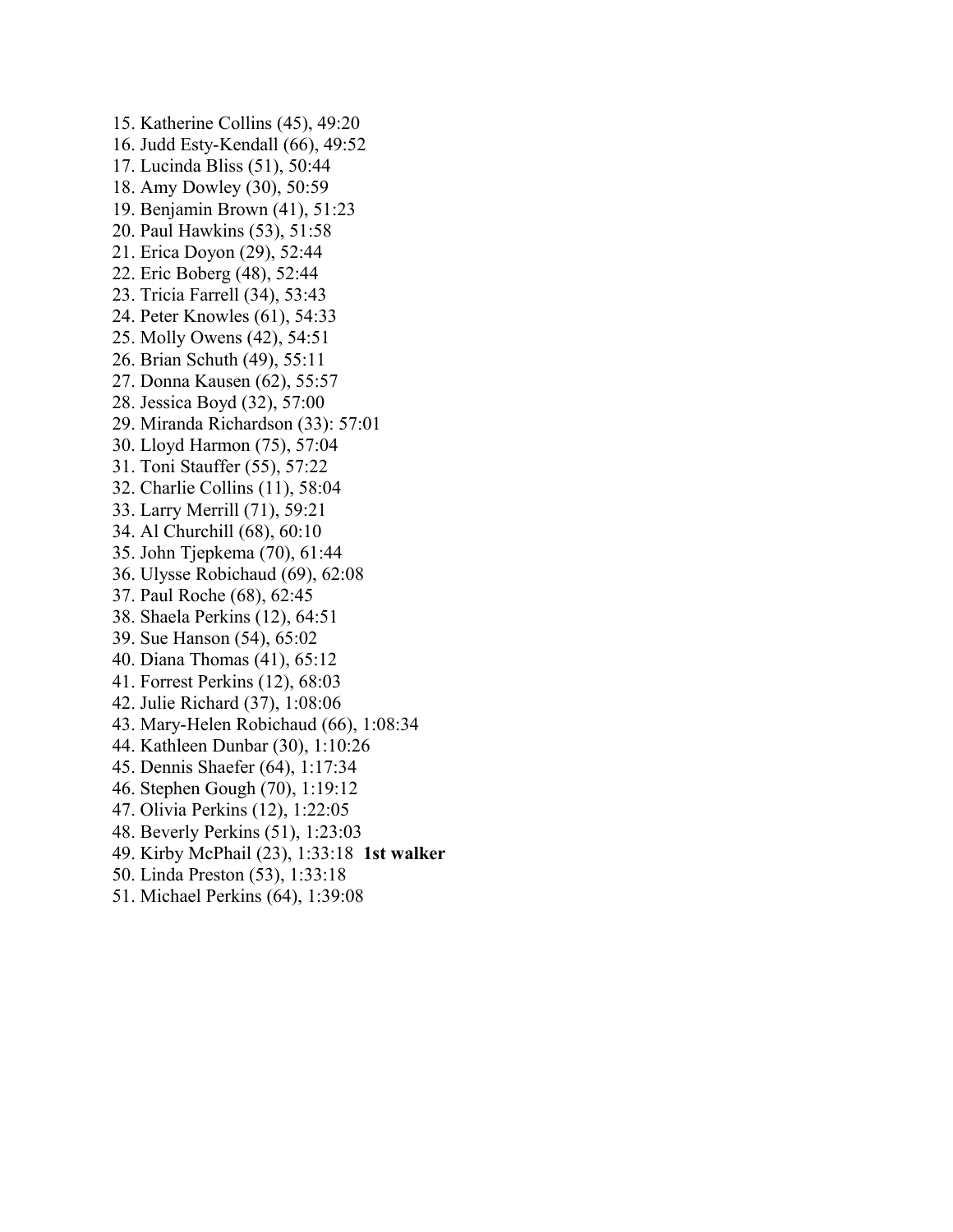15. Katherine Collins (45), 49:20
16. Judd Esty-Kendall (66), 49:52
17. Lucinda Bliss (51), 50:44
18. Amy Dowley (30), 50:59
19. Benjamin Brown (41), 51:23
20. Paul Hawkins (53), 51:58
21. Erica Doyon (29), 52:44
22. Eric Boberg (48), 52:44
23. Tricia Farrell (34), 53:43
24. Peter Knowles (61), 54:33
25. Molly Owens (42), 54:51
26. Brian Schuth (49), 55:11
27. Donna Kausen (62), 55:57
28. Jessica Boyd (32), 57:00
29. Miranda Richardson (33): 57:01
30. Lloyd Harmon (75), 57:04
31. Toni Stauffer (55), 57:22
32. Charlie Collins (11), 58:04
33. Larry Merrill (71), 59:21
34. Al Churchill (68), 60:10
35. John Tjepkema (70), 61:44
36. Ulysse Robichaud (69), 62:08
37. Paul Roche (68), 62:45
38. Shaela Perkins (12), 64:51
39. Sue Hanson (54), 65:02
40. Diana Thomas (41), 65:12
41. Forrest Perkins (12), 68:03
42. Julie Richard (37), 1:08:06
43. Mary-Helen Robichaud (66), 1:08:34
44. Kathleen Dunbar (30), 1:10:26
45. Dennis Shaefer (64), 1:17:34
46. Stephen Gough (70), 1:19:12
47. Olivia Perkins (12), 1:22:05
48. Beverly Perkins (51), 1:23:03
49. Kirby McPhail (23), 1:33:18 **1st walker**
50. Linda Preston (53), 1:33:18
51. Michael Perkins (64), 1:39:08